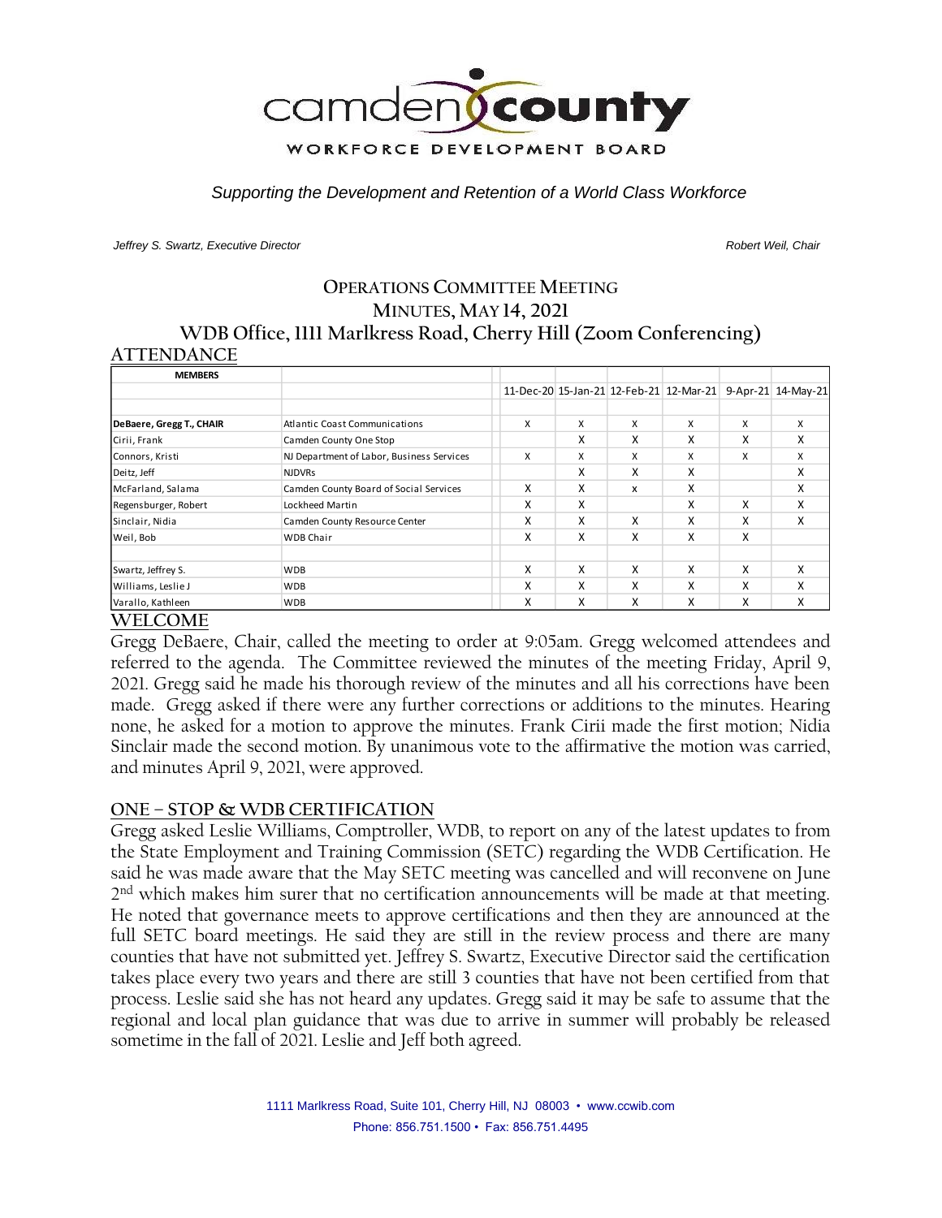camden county

WORKFORCE DEVELOPMENT BOARD

*Supporting the Development and Retention of a World Class Workforce*

*Jeffrey S. Swartz, Executive Director* *Robert Weil, Chair*

# OPERATIONS COMMITTEE MEETING
## MINUTES, MAY 14, 2021
## WDB Office, 1111 Marlkress Road, Cherry Hill (Zoom Conferencing)

## ATTENDANCE

| MEMBERS | | 11-Dec-20 | 15-Jan-21 | 12-Feb-21 | 12-Mar-21 | 9-Apr-21 | 14-May-21 |
|---|---|---|---|---|---|---|---|
| **DeBaere, Gregg T., CHAIR** | Atlantic Coast Communications | X | X | X | X | X | X |
| Cirii, Frank | Camden County One Stop | | X | X | X | X | X |
| Connors, Kristi | NJ Department of Labor, Business Services | X | X | X | X | X | X |
| Deitz, Jeff | NJDVRs | | X | X | X | | X |
| McFarland, Salama | Camden County Board of Social Services | X | X | X | X | | X |
| Regensburger, Robert | Lockheed Martin | X | X | | X | X | X |
| Sinclair, Nidia | Camden County Resource Center | X | X | X | X | X | X |
| Weil, Bob | WDB Chair | X | X | X | X | X | |
| | | | | | | | |
| Swartz, Jeffrey S. | WDB | X | X | X | X | X | X |
| Williams, Leslie J | WDB | X | X | X | X | X | X |
| Varallo, Kathleen | WDB | X | X | X | X | X | X |

## WELCOME

Gregg DeBaere, Chair, called the meeting to order at 9:05am. Gregg welcomed attendees and referred to the agenda. The Committee reviewed the minutes of the meeting Friday, April 9, 2021. Gregg said he made his thorough review of the minutes and all his corrections have been made. Gregg asked if there were any further corrections or additions to the minutes. Hearing none, he asked for a motion to approve the minutes. Frank Cirii made the first motion; Nidia Sinclair made the second motion. By unanimous vote to the affirmative the motion was carried, and minutes April 9, 2021, were approved.

## ONE – STOP & WDB CERTIFICATION

Gregg asked Leslie Williams, Comptroller, WDB, to report on any of the latest updates to from the State Employment and Training Commission (SETC) regarding the WDB Certification. He said he was made aware that the May SETC meeting was cancelled and will reconvene on June 2nd which makes him surer that no certification announcements will be made at that meeting. He noted that governance meets to approve certifications and then they are announced at the full SETC board meetings. He said they are still in the review process and there are many counties that have not submitted yet. Jeffrey S. Swartz, Executive Director said the certification takes place every two years and there are still 3 counties that have not been certified from that process. Leslie said she has not heard any updates. Gregg said it may be safe to assume that the regional and local plan guidance that was due to arrive in summer will probably be released sometime in the fall of 2021. Leslie and Jeff both agreed.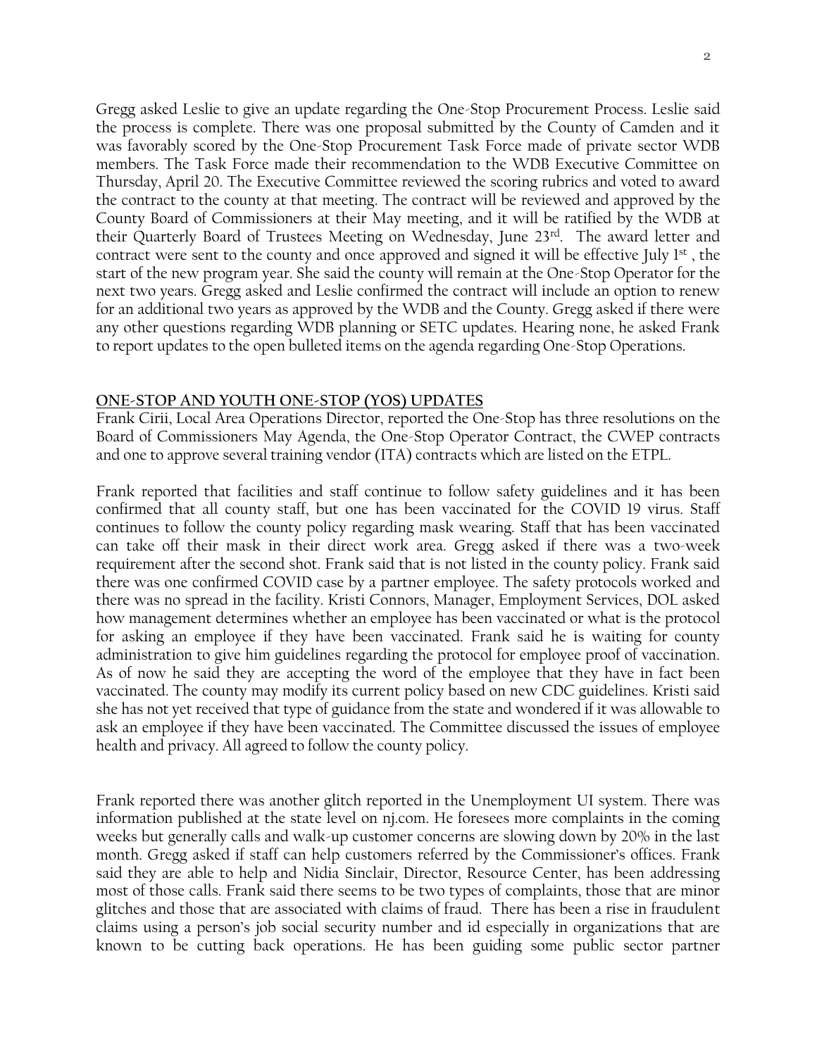Gregg asked Leslie to give an update regarding the One-Stop Procurement Process. Leslie said the process is complete. There was one proposal submitted by the County of Camden and it was favorably scored by the One-Stop Procurement Task Force made of private sector WDB members. The Task Force made their recommendation to the WDB Executive Committee on Thursday, April 20. The Executive Committee reviewed the scoring rubrics and voted to award the contract to the county at that meeting. The contract will be reviewed and approved by the County Board of Commissioners at their May meeting, and it will be ratified by the WDB at their Quarterly Board of Trustees Meeting on Wednesday, June 23rd. The award letter and contract were sent to the county and once approved and signed it will be effective July 1st , the start of the new program year. She said the county will remain at the One-Stop Operator for the next two years. Gregg asked and Leslie confirmed the contract will include an option to renew for an additional two years as approved by the WDB and the County. Gregg asked if there were any other questions regarding WDB planning or SETC updates. Hearing none, he asked Frank to report updates to the open bulleted items on the agenda regarding One-Stop Operations.

**ONE-STOP AND YOUTH ONE-STOP (YOS) UPDATES**

Frank Cirii, Local Area Operations Director, reported the One-Stop has three resolutions on the Board of Commissioners May Agenda, the One-Stop Operator Contract, the CWEP contracts and one to approve several training vendor (ITA) contracts which are listed on the ETPL.

Frank reported that facilities and staff continue to follow safety guidelines and it has been confirmed that all county staff, but one has been vaccinated for the COVID 19 virus. Staff continues to follow the county policy regarding mask wearing. Staff that has been vaccinated can take off their mask in their direct work area. Gregg asked if there was a two-week requirement after the second shot. Frank said that is not listed in the county policy. Frank said there was one confirmed COVID case by a partner employee. The safety protocols worked and there was no spread in the facility. Kristi Connors, Manager, Employment Services, DOL asked how management determines whether an employee has been vaccinated or what is the protocol for asking an employee if they have been vaccinated. Frank said he is waiting for county administration to give him guidelines regarding the protocol for employee proof of vaccination. As of now he said they are accepting the word of the employee that they have in fact been vaccinated. The county may modify its current policy based on new CDC guidelines. Kristi said she has not yet received that type of guidance from the state and wondered if it was allowable to ask an employee if they have been vaccinated. The Committee discussed the issues of employee health and privacy. All agreed to follow the county policy.

Frank reported there was another glitch reported in the Unemployment UI system. There was information published at the state level on nj.com. He foresees more complaints in the coming weeks but generally calls and walk-up customer concerns are slowing down by 20% in the last month. Gregg asked if staff can help customers referred by the Commissioner's offices. Frank said they are able to help and Nidia Sinclair, Director, Resource Center, has been addressing most of those calls. Frank said there seems to be two types of complaints, those that are minor glitches and those that are associated with claims of fraud. There has been a rise in fraudulent claims using a person's job social security number and id especially in organizations that are known to be cutting back operations. He has been guiding some public sector partner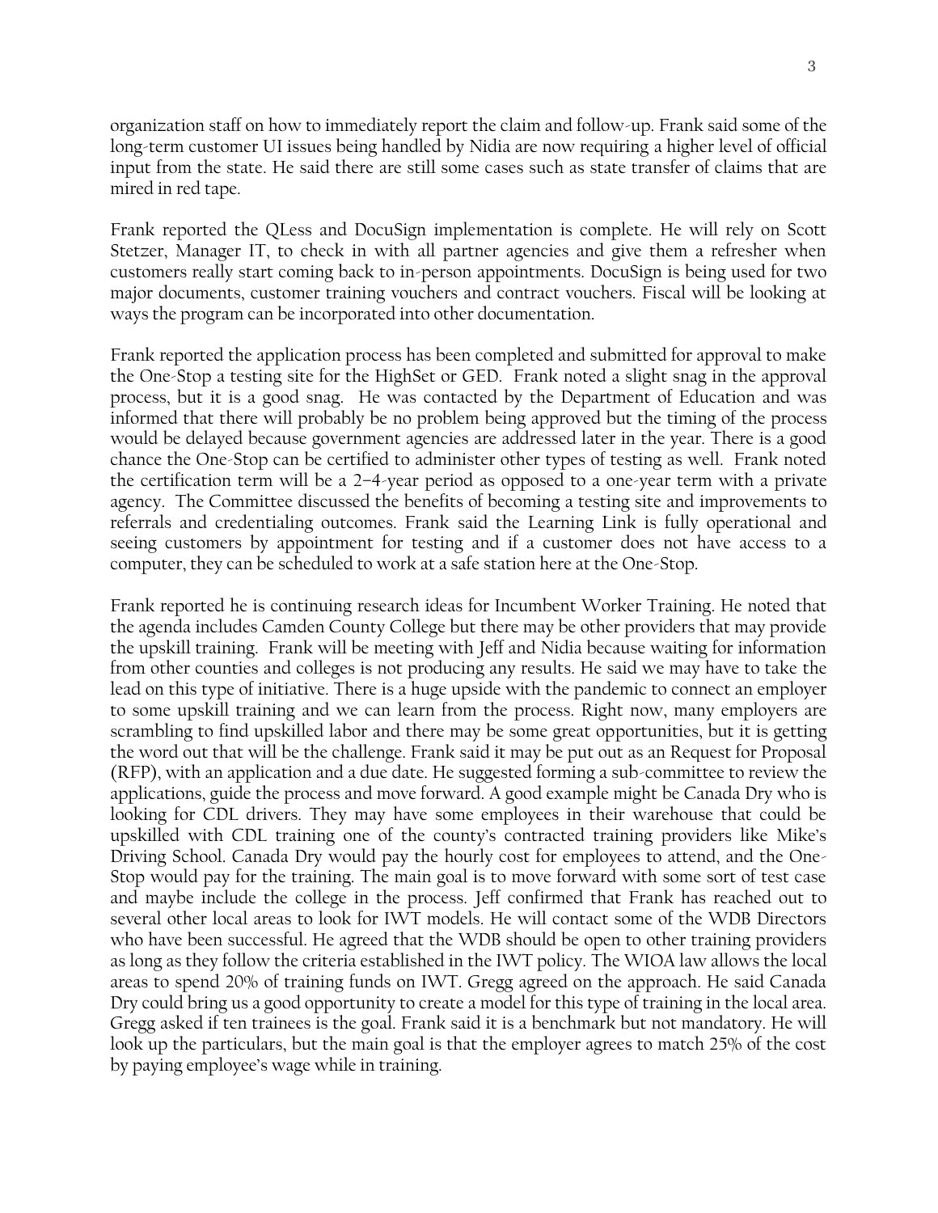organization staff on how to immediately report the claim and follow-up. Frank said some of the long-term customer UI issues being handled by Nidia are now requiring a higher level of official input from the state. He said there are still some cases such as state transfer of claims that are mired in red tape.

Frank reported the QLess and DocuSign implementation is complete. He will rely on Scott Stetzer, Manager IT, to check in with all partner agencies and give them a refresher when customers really start coming back to in-person appointments. DocuSign is being used for two major documents, customer training vouchers and contract vouchers. Fiscal will be looking at ways the program can be incorporated into other documentation.

Frank reported the application process has been completed and submitted for approval to make the One-Stop a testing site for the HighSet or GED. Frank noted a slight snag in the approval process, but it is a good snag. He was contacted by the Department of Education and was informed that there will probably be no problem being approved but the timing of the process would be delayed because government agencies are addressed later in the year. There is a good chance the One-Stop can be certified to administer other types of testing as well. Frank noted the certification term will be a 2–4-year period as opposed to a one-year term with a private agency. The Committee discussed the benefits of becoming a testing site and improvements to referrals and credentialing outcomes. Frank said the Learning Link is fully operational and seeing customers by appointment for testing and if a customer does not have access to a computer, they can be scheduled to work at a safe station here at the One-Stop.

Frank reported he is continuing research ideas for Incumbent Worker Training. He noted that the agenda includes Camden County College but there may be other providers that may provide the upskill training. Frank will be meeting with Jeff and Nidia because waiting for information from other counties and colleges is not producing any results. He said we may have to take the lead on this type of initiative. There is a huge upside with the pandemic to connect an employer to some upskill training and we can learn from the process. Right now, many employers are scrambling to find upskilled labor and there may be some great opportunities, but it is getting the word out that will be the challenge. Frank said it may be put out as an Request for Proposal (RFP), with an application and a due date. He suggested forming a sub-committee to review the applications, guide the process and move forward. A good example might be Canada Dry who is looking for CDL drivers. They may have some employees in their warehouse that could be upskilled with CDL training one of the county's contracted training providers like Mike's Driving School. Canada Dry would pay the hourly cost for employees to attend, and the One-Stop would pay for the training. The main goal is to move forward with some sort of test case and maybe include the college in the process. Jeff confirmed that Frank has reached out to several other local areas to look for IWT models. He will contact some of the WDB Directors who have been successful. He agreed that the WDB should be open to other training providers as long as they follow the criteria established in the IWT policy. The WIOA law allows the local areas to spend 20% of training funds on IWT. Gregg agreed on the approach. He said Canada Dry could bring us a good opportunity to create a model for this type of training in the local area. Gregg asked if ten trainees is the goal. Frank said it is a benchmark but not mandatory. He will look up the particulars, but the main goal is that the employer agrees to match 25% of the cost by paying employee's wage while in training.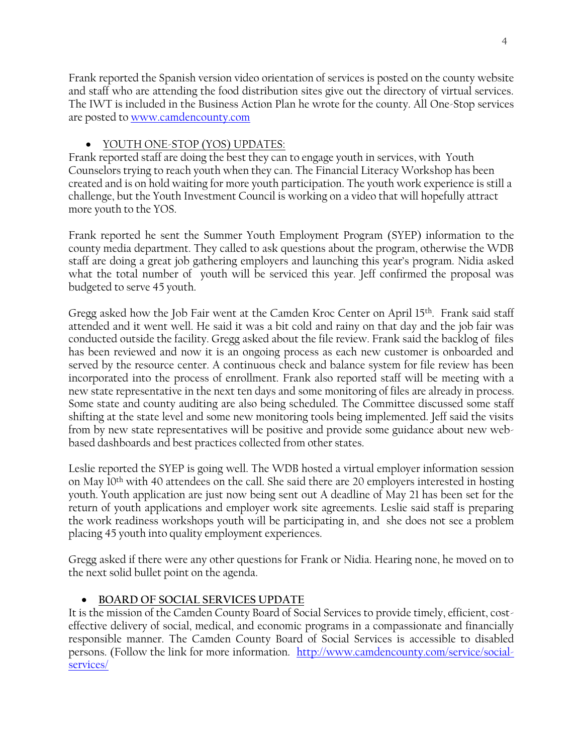Frank reported the Spanish version video orientation of services is posted on the county website and staff who are attending the food distribution sites give out the directory of virtual services. The IWT is included in the Business Action Plan he wrote for the county. All One-Stop services are posted to [www.camdencounty.com](www.camdencounty.com)

- YOUTH ONE-STOP (YOS) UPDATES:

Frank reported staff are doing the best they can to engage youth in services, with Youth Counselors trying to reach youth when they can. The Financial Literacy Workshop has been created and is on hold waiting for more youth participation. The youth work experience is still a challenge, but the Youth Investment Council is working on a video that will hopefully attract more youth to the YOS.

Frank reported he sent the Summer Youth Employment Program (SYEP) information to the county media department. They called to ask questions about the program, otherwise the WDB staff are doing a great job gathering employers and launching this year's program. Nidia asked what the total number of youth will be serviced this year. Jeff confirmed the proposal was budgeted to serve 45 youth.

Gregg asked how the Job Fair went at the Camden Kroc Center on April 15th. Frank said staff attended and it went well. He said it was a bit cold and rainy on that day and the job fair was conducted outside the facility. Gregg asked about the file review. Frank said the backlog of files has been reviewed and now it is an ongoing process as each new customer is onboarded and served by the resource center. A continuous check and balance system for file review has been incorporated into the process of enrollment. Frank also reported staff will be meeting with a new state representative in the next ten days and some monitoring of files are already in process. Some state and county auditing are also being scheduled. The Committee discussed some staff shifting at the state level and some new monitoring tools being implemented. Jeff said the visits from by new state representatives will be positive and provide some guidance about new web-based dashboards and best practices collected from other states.

Leslie reported the SYEP is going well. The WDB hosted a virtual employer information session on May 10th with 40 attendees on the call. She said there are 20 employers interested in hosting youth. Youth application are just now being sent out A deadline of May 21 has been set for the return of youth applications and employer work site agreements. Leslie said staff is preparing the work readiness workshops youth will be participating in, and she does not see a problem placing 45 youth into quality employment experiences.

Gregg asked if there were any other questions for Frank or Nidia. Hearing none, he moved on to the next solid bullet point on the agenda.

- **BOARD OF SOCIAL SERVICES UPDATE**

It is the mission of the Camden County Board of Social Services to provide timely, efficient, cost-effective delivery of social, medical, and economic programs in a compassionate and financially responsible manner. The Camden County Board of Social Services is accessible to disabled persons. (Follow the link for more information. [http://www.camdencounty.com/service/social-services/](http://www.camdencounty.com/service/social-services/)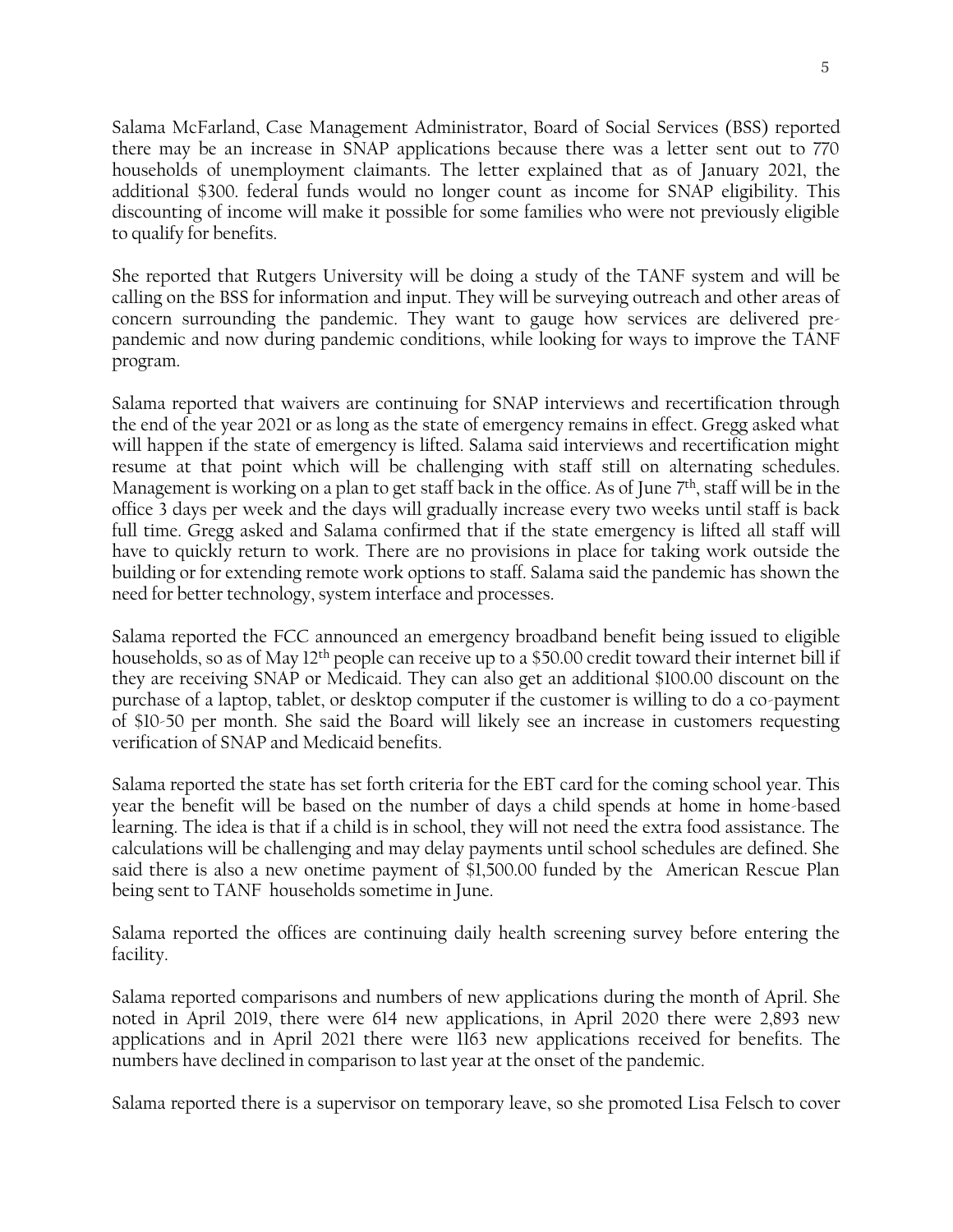Salama McFarland, Case Management Administrator, Board of Social Services (BSS) reported there may be an increase in SNAP applications because there was a letter sent out to 770 households of unemployment claimants. The letter explained that as of January 2021, the additional $300. federal funds would no longer count as income for SNAP eligibility. This discounting of income will make it possible for some families who were not previously eligible to qualify for benefits.

She reported that Rutgers University will be doing a study of the TANF system and will be calling on the BSS for information and input. They will be surveying outreach and other areas of concern surrounding the pandemic. They want to gauge how services are delivered pre-pandemic and now during pandemic conditions, while looking for ways to improve the TANF program.

Salama reported that waivers are continuing for SNAP interviews and recertification through the end of the year 2021 or as long as the state of emergency remains in effect. Gregg asked what will happen if the state of emergency is lifted. Salama said interviews and recertification might resume at that point which will be challenging with staff still on alternating schedules. Management is working on a plan to get staff back in the office. As of June 7th, staff will be in the office 3 days per week and the days will gradually increase every two weeks until staff is back full time. Gregg asked and Salama confirmed that if the state emergency is lifted all staff will have to quickly return to work. There are no provisions in place for taking work outside the building or for extending remote work options to staff. Salama said the pandemic has shown the need for better technology, system interface and processes.

Salama reported the FCC announced an emergency broadband benefit being issued to eligible households, so as of May 12th people can receive up to a $50.00 credit toward their internet bill if they are receiving SNAP or Medicaid. They can also get an additional $100.00 discount on the purchase of a laptop, tablet, or desktop computer if the customer is willing to do a co-payment of $10-50 per month. She said the Board will likely see an increase in customers requesting verification of SNAP and Medicaid benefits.

Salama reported the state has set forth criteria for the EBT card for the coming school year. This year the benefit will be based on the number of days a child spends at home in home-based learning. The idea is that if a child is in school, they will not need the extra food assistance. The calculations will be challenging and may delay payments until school schedules are defined. She said there is also a new onetime payment of $1,500.00 funded by the American Rescue Plan being sent to TANF households sometime in June.

Salama reported the offices are continuing daily health screening survey before entering the facility.

Salama reported comparisons and numbers of new applications during the month of April. She noted in April 2019, there were 614 new applications, in April 2020 there were 2,893 new applications and in April 2021 there were 1163 new applications received for benefits. The numbers have declined in comparison to last year at the onset of the pandemic.

Salama reported there is a supervisor on temporary leave, so she promoted Lisa Felsch to cover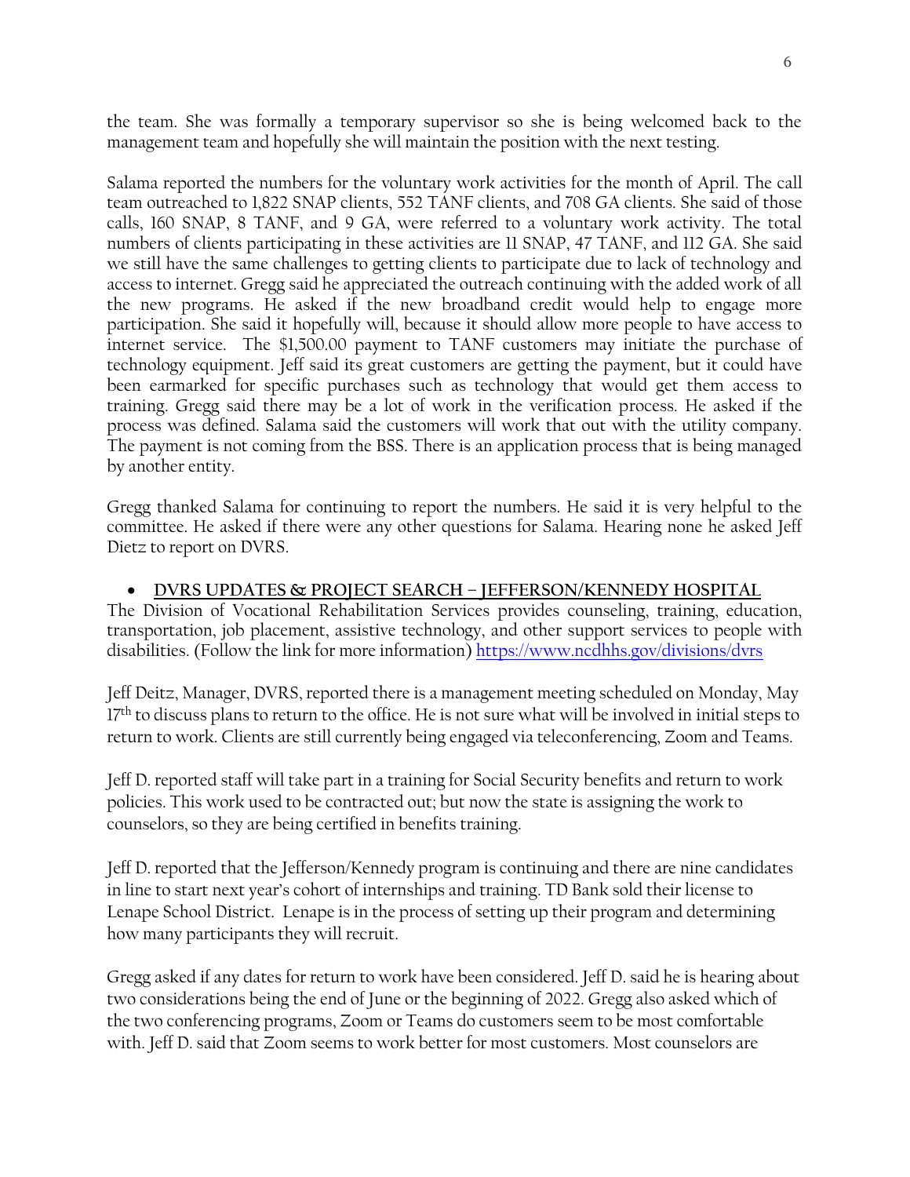the team. She was formally a temporary supervisor so she is being welcomed back to the management team and hopefully she will maintain the position with the next testing.

Salama reported the numbers for the voluntary work activities for the month of April. The call team outreached to 1,822 SNAP clients, 552 TANF clients, and 708 GA clients. She said of those calls, 160 SNAP, 8 TANF, and 9 GA, were referred to a voluntary work activity. The total numbers of clients participating in these activities are 11 SNAP, 47 TANF, and 112 GA. She said we still have the same challenges to getting clients to participate due to lack of technology and access to internet. Gregg said he appreciated the outreach continuing with the added work of all the new programs. He asked if the new broadband credit would help to engage more participation. She said it hopefully will, because it should allow more people to have access to internet service. The $1,500.00 payment to TANF customers may initiate the purchase of technology equipment. Jeff said its great customers are getting the payment, but it could have been earmarked for specific purchases such as technology that would get them access to training. Gregg said there may be a lot of work in the verification process. He asked if the process was defined. Salama said the customers will work that out with the utility company. The payment is not coming from the BSS. There is an application process that is being managed by another entity.

Gregg thanked Salama for continuing to report the numbers. He said it is very helpful to the committee. He asked if there were any other questions for Salama. Hearing none he asked Jeff Dietz to report on DVRS.

- **DVRS UPDATES & PROJECT SEARCH – JEFFERSON/KENNEDY HOSPITAL**

The Division of Vocational Rehabilitation Services provides counseling, training, education, transportation, job placement, assistive technology, and other support services to people with disabilities. (Follow the link for more information) https://www.ncdhhs.gov/divisions/dvrs

Jeff Deitz, Manager, DVRS, reported there is a management meeting scheduled on Monday, May 17th to discuss plans to return to the office. He is not sure what will be involved in initial steps to return to work. Clients are still currently being engaged via teleconferencing, Zoom and Teams.

Jeff D. reported staff will take part in a training for Social Security benefits and return to work policies. This work used to be contracted out; but now the state is assigning the work to counselors, so they are being certified in benefits training.

Jeff D. reported that the Jefferson/Kennedy program is continuing and there are nine candidates in line to start next year's cohort of internships and training. TD Bank sold their license to Lenape School District. Lenape is in the process of setting up their program and determining how many participants they will recruit.

Gregg asked if any dates for return to work have been considered. Jeff D. said he is hearing about two considerations being the end of June or the beginning of 2022. Gregg also asked which of the two conferencing programs, Zoom or Teams do customers seem to be most comfortable with. Jeff D. said that Zoom seems to work better for most customers. Most counselors are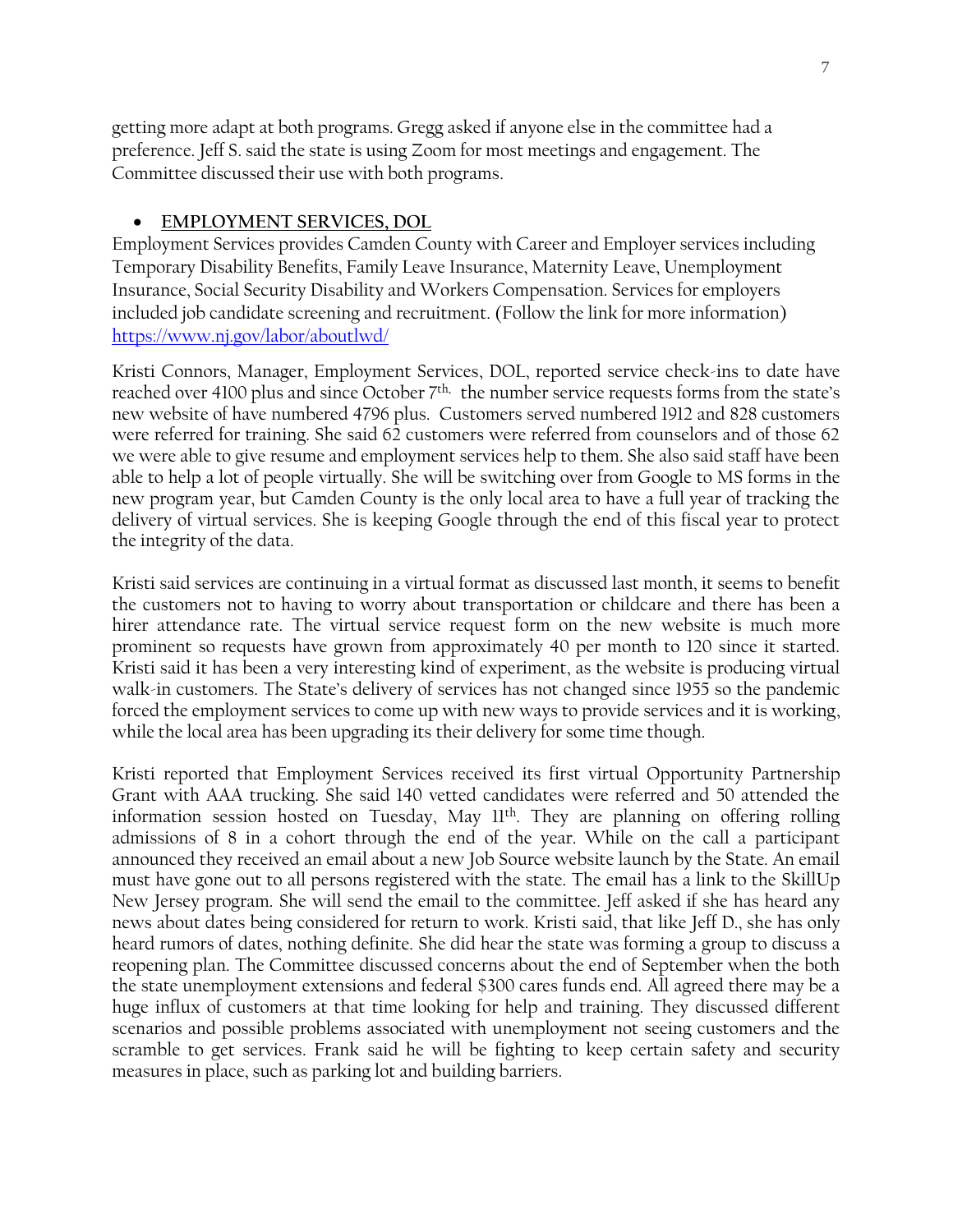getting more adapt at both programs. Gregg asked if anyone else in the committee had a preference. Jeff S. said the state is using Zoom for most meetings and engagement. The Committee discussed their use with both programs.

- **EMPLOYMENT SERVICES, DOL**

Employment Services provides Camden County with Career and Employer services including Temporary Disability Benefits, Family Leave Insurance, Maternity Leave, Unemployment Insurance, Social Security Disability and Workers Compensation. Services for employers included job candidate screening and recruitment. (Follow the link for more information) https://www.nj.gov/labor/aboutlwd/

Kristi Connors, Manager, Employment Services, DOL, reported service check-ins to date have reached over 4100 plus and since October 7th, the number service requests forms from the state's new website of have numbered 4796 plus. Customers served numbered 1912 and 828 customers were referred for training. She said 62 customers were referred from counselors and of those 62 we were able to give resume and employment services help to them. She also said staff have been able to help a lot of people virtually. She will be switching over from Google to MS forms in the new program year, but Camden County is the only local area to have a full year of tracking the delivery of virtual services. She is keeping Google through the end of this fiscal year to protect the integrity of the data.

Kristi said services are continuing in a virtual format as discussed last month, it seems to benefit the customers not to having to worry about transportation or childcare and there has been a hirer attendance rate. The virtual service request form on the new website is much more prominent so requests have grown from approximately 40 per month to 120 since it started. Kristi said it has been a very interesting kind of experiment, as the website is producing virtual walk-in customers. The State's delivery of services has not changed since 1955 so the pandemic forced the employment services to come up with new ways to provide services and it is working, while the local area has been upgrading its their delivery for some time though.

Kristi reported that Employment Services received its first virtual Opportunity Partnership Grant with AAA trucking. She said 140 vetted candidates were referred and 50 attended the information session hosted on Tuesday, May 11th. They are planning on offering rolling admissions of 8 in a cohort through the end of the year. While on the call a participant announced they received an email about a new Job Source website launch by the State. An email must have gone out to all persons registered with the state. The email has a link to the SkillUp New Jersey program. She will send the email to the committee. Jeff asked if she has heard any news about dates being considered for return to work. Kristi said, that like Jeff D., she has only heard rumors of dates, nothing definite. She did hear the state was forming a group to discuss a reopening plan. The Committee discussed concerns about the end of September when the both the state unemployment extensions and federal $300 cares funds end. All agreed there may be a huge influx of customers at that time looking for help and training. They discussed different scenarios and possible problems associated with unemployment not seeing customers and the scramble to get services. Frank said he will be fighting to keep certain safety and security measures in place, such as parking lot and building barriers.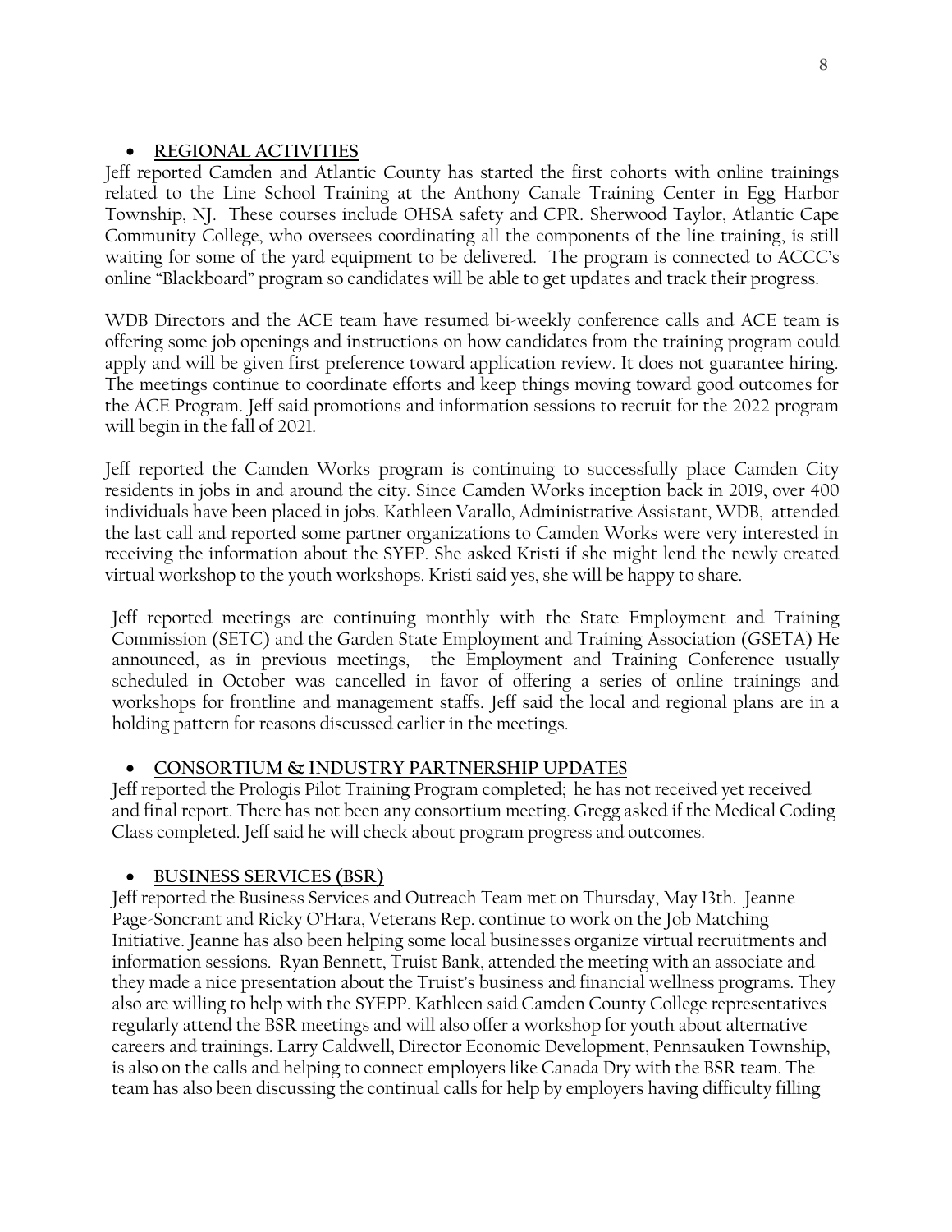- **REGIONAL ACTIVITIES**

Jeff reported Camden and Atlantic County has started the first cohorts with online trainings related to the Line School Training at the Anthony Canale Training Center in Egg Harbor Township, NJ. These courses include OHSA safety and CPR. Sherwood Taylor, Atlantic Cape Community College, who oversees coordinating all the components of the line training, is still waiting for some of the yard equipment to be delivered. The program is connected to ACCC's online "Blackboard" program so candidates will be able to get updates and track their progress.

WDB Directors and the ACE team have resumed bi-weekly conference calls and ACE team is offering some job openings and instructions on how candidates from the training program could apply and will be given first preference toward application review. It does not guarantee hiring. The meetings continue to coordinate efforts and keep things moving toward good outcomes for the ACE Program. Jeff said promotions and information sessions to recruit for the 2022 program will begin in the fall of 2021.

Jeff reported the Camden Works program is continuing to successfully place Camden City residents in jobs in and around the city. Since Camden Works inception back in 2019, over 400 individuals have been placed in jobs. Kathleen Varallo, Administrative Assistant, WDB, attended the last call and reported some partner organizations to Camden Works were very interested in receiving the information about the SYEP. She asked Kristi if she might lend the newly created virtual workshop to the youth workshops. Kristi said yes, she will be happy to share.

Jeff reported meetings are continuing monthly with the State Employment and Training Commission (SETC) and the Garden State Employment and Training Association (GSETA) He announced, as in previous meetings, the Employment and Training Conference usually scheduled in October was cancelled in favor of offering a series of online trainings and workshops for frontline and management staffs. Jeff said the local and regional plans are in a holding pattern for reasons discussed earlier in the meetings.

- **CONSORTIUM & INDUSTRY PARTNERSHIP UPDATES**

Jeff reported the Prologis Pilot Training Program completed; he has not received yet received and final report. There has not been any consortium meeting. Gregg asked if the Medical Coding Class completed. Jeff said he will check about program progress and outcomes.

- **BUSINESS SERVICES (BSR)**

Jeff reported the Business Services and Outreach Team met on Thursday, May 13th. Jeanne Page-Soncrant and Ricky O'Hara, Veterans Rep. continue to work on the Job Matching Initiative. Jeanne has also been helping some local businesses organize virtual recruitments and information sessions. Ryan Bennett, Truist Bank, attended the meeting with an associate and they made a nice presentation about the Truist's business and financial wellness programs. They also are willing to help with the SYEPP. Kathleen said Camden County College representatives regularly attend the BSR meetings and will also offer a workshop for youth about alternative careers and trainings. Larry Caldwell, Director Economic Development, Pennsauken Township, is also on the calls and helping to connect employers like Canada Dry with the BSR team. The team has also been discussing the continual calls for help by employers having difficulty filling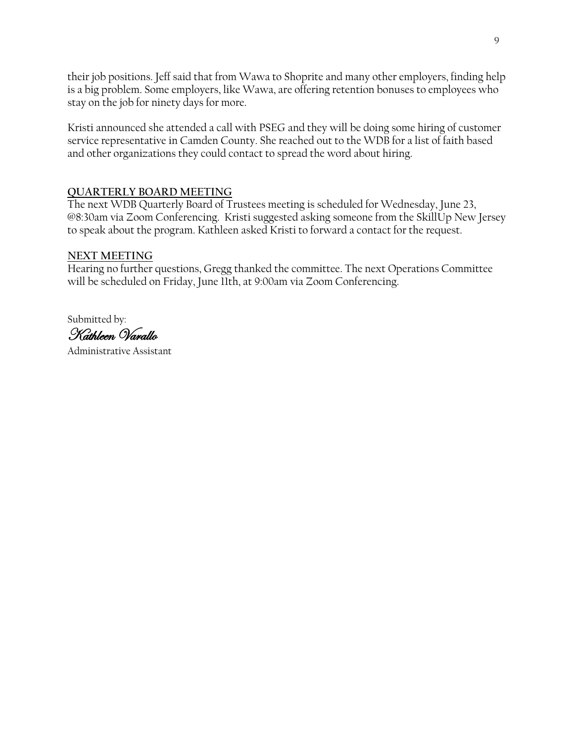their job positions. Jeff said that from Wawa to Shoprite and many other employers, finding help is a big problem. Some employers, like Wawa, are offering retention bonuses to employees who stay on the job for ninety days for more.

Kristi announced she attended a call with PSEG and they will be doing some hiring of customer service representative in Camden County. She reached out to the WDB for a list of faith based and other organizations they could contact to spread the word about hiring.

## QUARTERLY BOARD MEETING

The next WDB Quarterly Board of Trustees meeting is scheduled for Wednesday, June 23, @8:30am via Zoom Conferencing. Kristi suggested asking someone from the SkillUp New Jersey to speak about the program. Kathleen asked Kristi to forward a contact for the request.

## NEXT MEETING

Hearing no further questions, Gregg thanked the committee. The next Operations Committee will be scheduled on Friday, June 11th, at 9:00am via Zoom Conferencing.

Submitted by:
*Kathleen Varallo*
Administrative Assistant